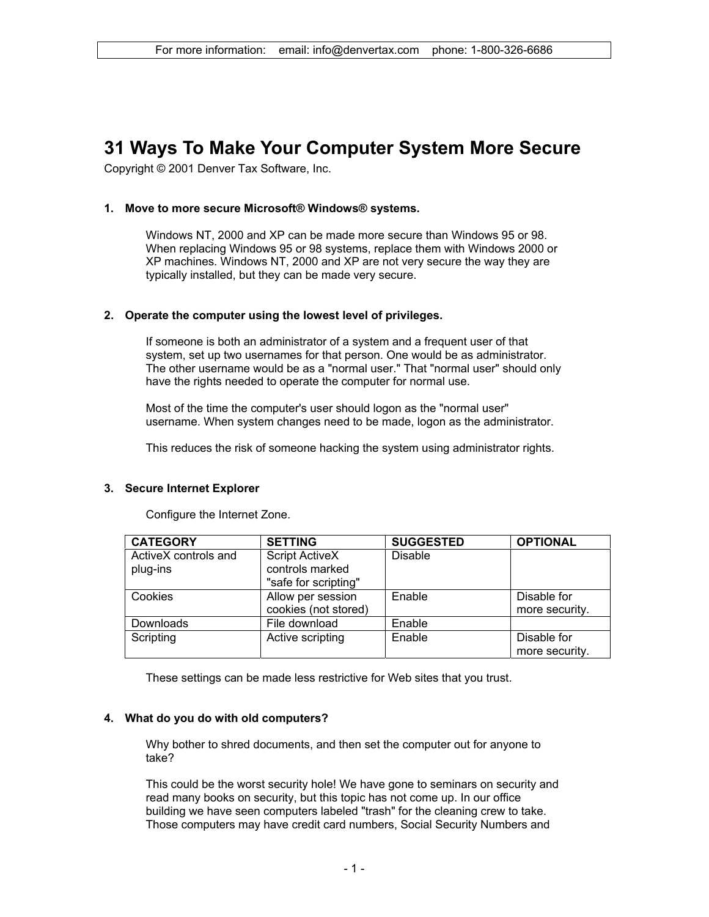For more information: email: info@denvertax.com phone: 1-800-326-6686

# 31 Ways To Make Your Computer System More Secure

Copyright © 2001 Denver Tax Software, Inc.

## 1. Move to more secure Microsoft® Windows® systems.

Windows NT, 2000 and XP can be made more secure than Windows 95 or 98. When replacing Windows 95 or 98 systems, replace them with Windows 2000 or XP machines. Windows NT, 2000 and XP are not very secure the way they are typically installed, but they can be made very secure.

## 2. Operate the computer using the lowest level of privileges.

If someone is both an administrator of a system and a frequent user of that system, set up two usernames for that person. One would be as administrator. The other username would be as a "normal user." That "normal user" should only have the rights needed to operate the computer for normal use.

Most of the time the computer's user should logon as the "normal user" username. When system changes need to be made, logon as the administrator.

This reduces the risk of someone hacking the system using administrator rights.

## 3. Secure Internet Explorer

Configure the Internet Zone.

| CATEGORY | SETTING | SUGGESTED | OPTIONAL |
| --- | --- | --- | --- |
| ActiveX controls and plug-ins | Script ActiveX controls marked "safe for scripting" | Disable | |
| Cookies | Allow per session cookies (not stored) | Enable | Disable for more security. |
| Downloads | File download | Enable | |
| Scripting | Active scripting | Enable | Disable for more security. |

These settings can be made less restrictive for Web sites that you trust.

## 4. What do you do with old computers?

Why bother to shred documents, and then set the computer out for anyone to take?

This could be the worst security hole! We have gone to seminars on security and read many books on security, but this topic has not come up. In our office building we have seen computers labeled "trash" for the cleaning crew to take. Those computers may have credit card numbers, Social Security Numbers and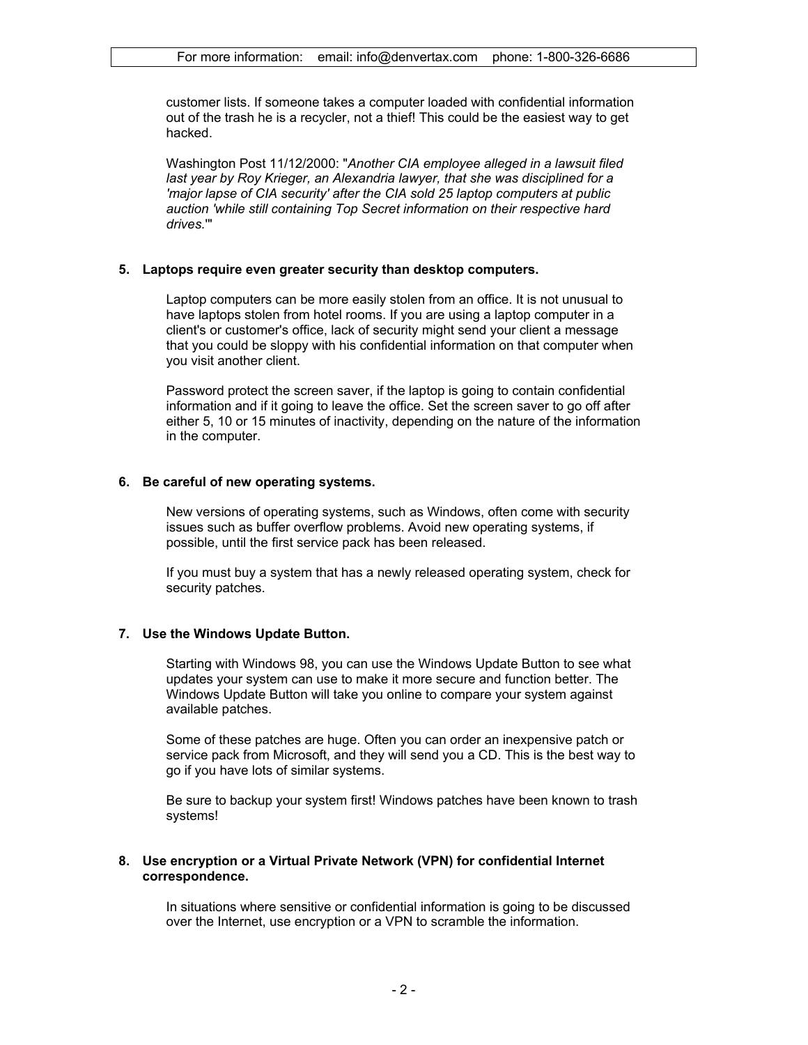customer lists. If someone takes a computer loaded with confidential information out of the trash he is a recycler, not a thief! This could be the easiest way to get hacked.

Washington Post 11/12/2000: "*Another CIA employee alleged in a lawsuit filed last year by Roy Krieger, an Alexandria lawyer, that she was disciplined for a 'major lapse of CIA security' after the CIA sold 25 laptop computers at public auction 'while still containing Top Secret information on their respective hard drives.*'"

**5. Laptops require even greater security than desktop computers.**

Laptop computers can be more easily stolen from an office. It is not unusual to have laptops stolen from hotel rooms. If you are using a laptop computer in a client's or customer's office, lack of security might send your client a message that you could be sloppy with his confidential information on that computer when you visit another client.

Password protect the screen saver, if the laptop is going to contain confidential information and if it going to leave the office. Set the screen saver to go off after either 5, 10 or 15 minutes of inactivity, depending on the nature of the information in the computer.

**6. Be careful of new operating systems.**

New versions of operating systems, such as Windows, often come with security issues such as buffer overflow problems. Avoid new operating systems, if possible, until the first service pack has been released.

If you must buy a system that has a newly released operating system, check for security patches.

**7. Use the Windows Update Button.**

Starting with Windows 98, you can use the Windows Update Button to see what updates your system can use to make it more secure and function better. The Windows Update Button will take you online to compare your system against available patches.

Some of these patches are huge. Often you can order an inexpensive patch or service pack from Microsoft, and they will send you a CD. This is the best way to go if you have lots of similar systems.

Be sure to backup your system first! Windows patches have been known to trash systems!

**8. Use encryption or a Virtual Private Network (VPN) for confidential Internet correspondence.**

In situations where sensitive or confidential information is going to be discussed over the Internet, use encryption or a VPN to scramble the information.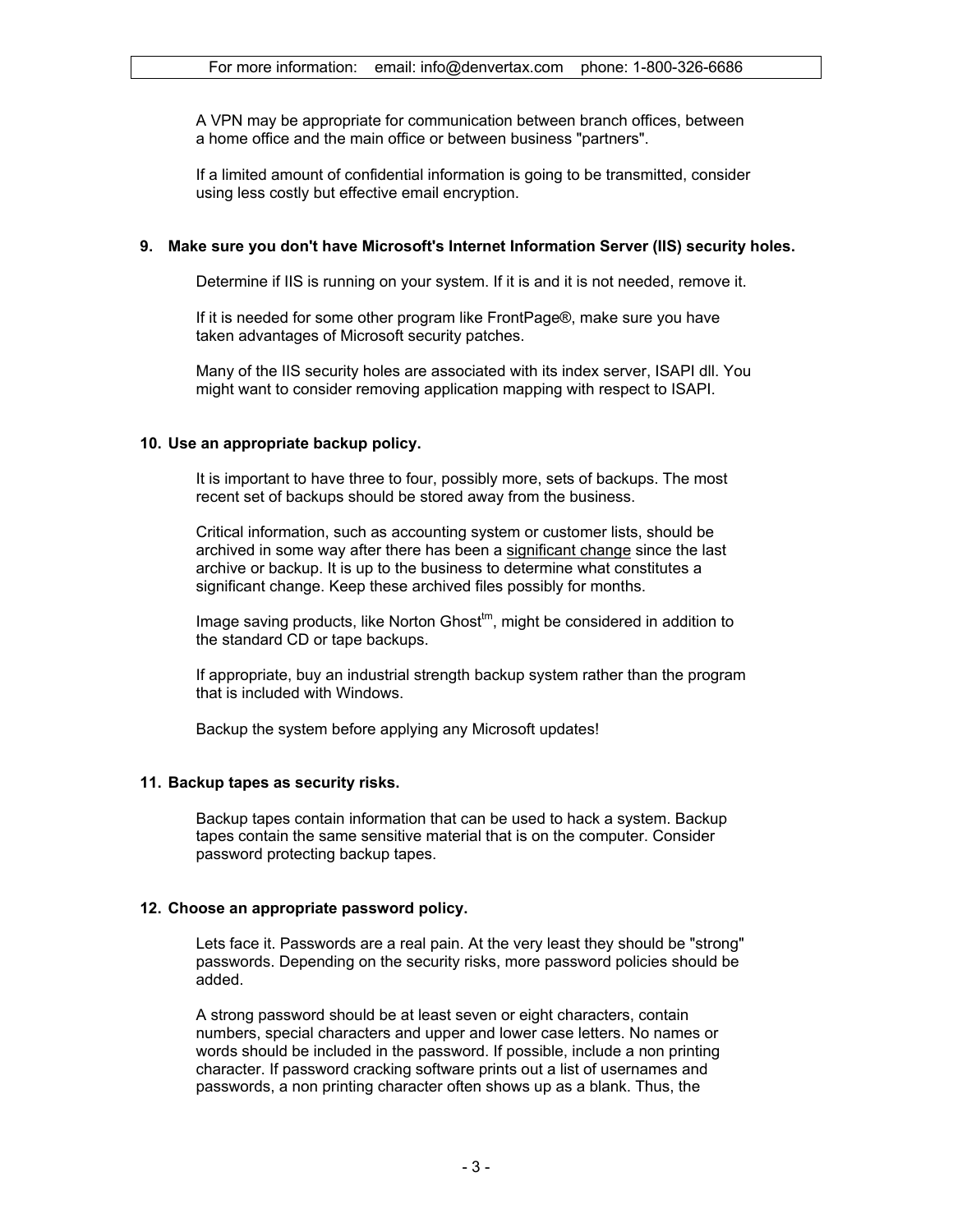A VPN may be appropriate for communication between branch offices, between a home office and the main office or between business "partners".

If a limited amount of confidential information is going to be transmitted, consider using less costly but effective email encryption.

**9. Make sure you don't have Microsoft's Internet Information Server (IIS) security holes.**

Determine if IIS is running on your system. If it is and it is not needed, remove it.

If it is needed for some other program like FrontPage®, make sure you have taken advantages of Microsoft security patches.

Many of the IIS security holes are associated with its index server, ISAPI dll. You might want to consider removing application mapping with respect to ISAPI.

**10. Use an appropriate backup policy.**

It is important to have three to four, possibly more, sets of backups. The most recent set of backups should be stored away from the business.

Critical information, such as accounting system or customer lists, should be archived in some way after there has been a significant change since the last archive or backup. It is up to the business to determine what constitutes a significant change. Keep these archived files possibly for months.

Image saving products, like Norton Ghost™, might be considered in addition to the standard CD or tape backups.

If appropriate, buy an industrial strength backup system rather than the program that is included with Windows.

Backup the system before applying any Microsoft updates!

**11. Backup tapes as security risks.**

Backup tapes contain information that can be used to hack a system. Backup tapes contain the same sensitive material that is on the computer. Consider password protecting backup tapes.

**12. Choose an appropriate password policy.**

Lets face it. Passwords are a real pain. At the very least they should be "strong" passwords. Depending on the security risks, more password policies should be added.

A strong password should be at least seven or eight characters, contain numbers, special characters and upper and lower case letters. No names or words should be included in the password. If possible, include a non printing character. If password cracking software prints out a list of usernames and passwords, a non printing character often shows up as a blank. Thus, the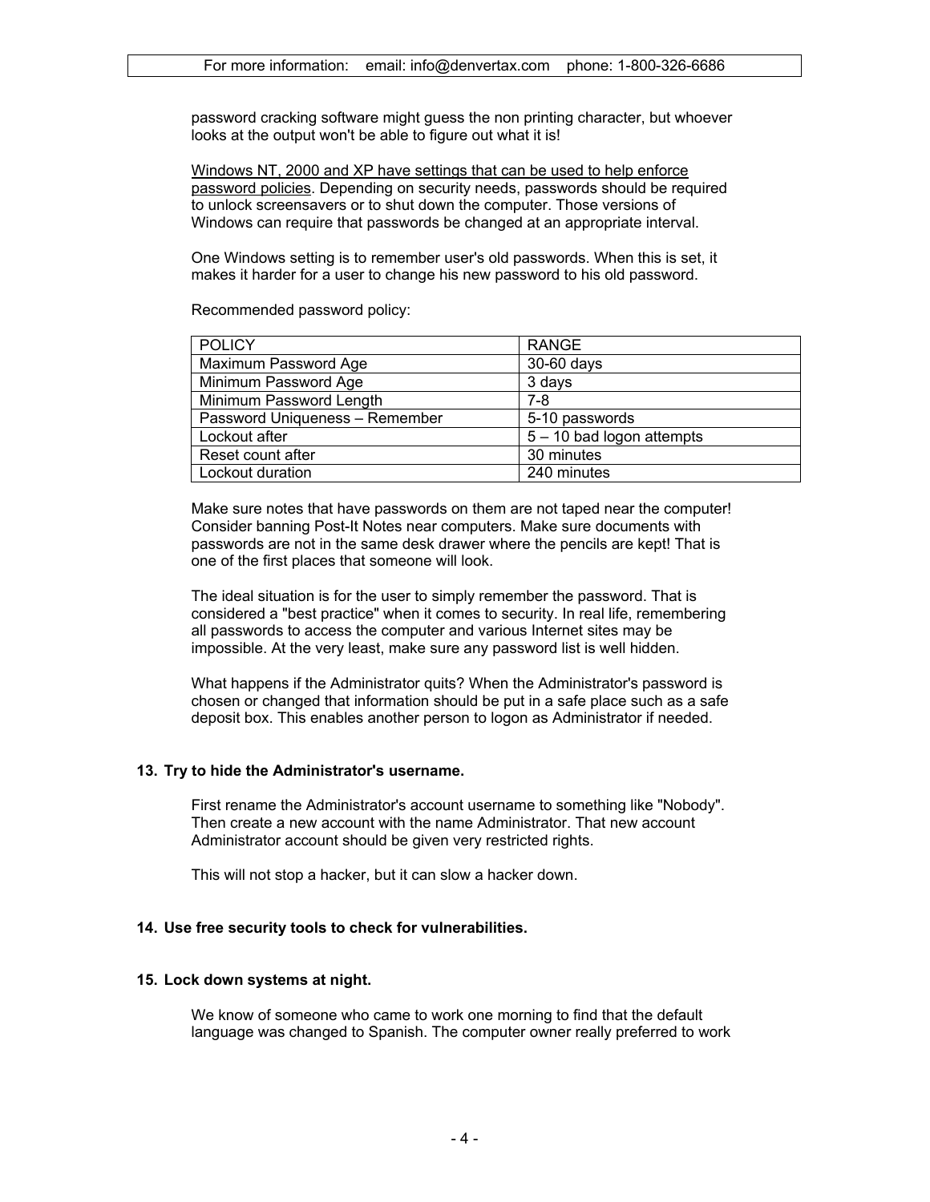password cracking software might guess the non printing character, but whoever looks at the output won't be able to figure out what it is!

Windows NT, 2000 and XP have settings that can be used to help enforce password policies. Depending on security needs, passwords should be required to unlock screensavers or to shut down the computer. Those versions of Windows can require that passwords be changed at an appropriate interval.

One Windows setting is to remember user's old passwords. When this is set, it makes it harder for a user to change his new password to his old password.

Recommended password policy:

| POLICY | RANGE |
|---|---|
| Maximum Password Age | 30-60 days |
| Minimum Password Age | 3 days |
| Minimum Password Length | 7-8 |
| Password Uniqueness – Remember | 5-10 passwords |
| Lockout after | 5 – 10 bad logon attempts |
| Reset count after | 30 minutes |
| Lockout duration | 240 minutes |

Make sure notes that have passwords on them are not taped near the computer! Consider banning Post-It Notes near computers. Make sure documents with passwords are not in the same desk drawer where the pencils are kept! That is one of the first places that someone will look.

The ideal situation is for the user to simply remember the password. That is considered a "best practice" when it comes to security. In real life, remembering all passwords to access the computer and various Internet sites may be impossible. At the very least, make sure any password list is well hidden.

What happens if the Administrator quits? When the Administrator's password is chosen or changed that information should be put in a safe place such as a safe deposit box. This enables another person to logon as Administrator if needed.

**13. Try to hide the Administrator's username.**

First rename the Administrator's account username to something like "Nobody". Then create a new account with the name Administrator. That new account Administrator account should be given very restricted rights.

This will not stop a hacker, but it can slow a hacker down.

**14. Use free security tools to check for vulnerabilities.**

**15. Lock down systems at night.**

We know of someone who came to work one morning to find that the default language was changed to Spanish. The computer owner really preferred to work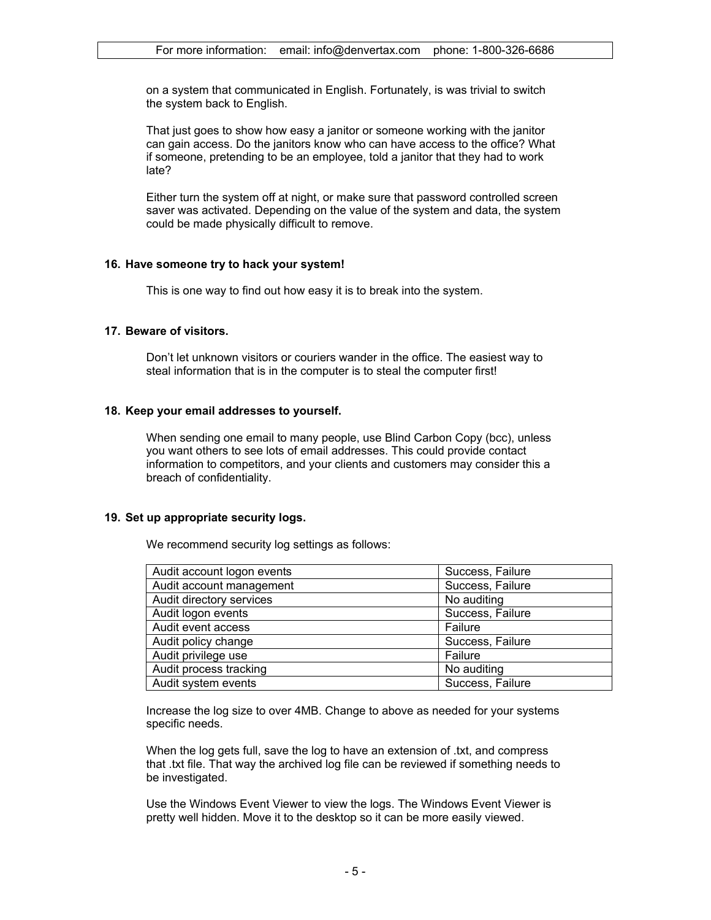on a system that communicated in English. Fortunately, is was trivial to switch the system back to English.

That just goes to show how easy a janitor or someone working with the janitor can gain access. Do the janitors know who can have access to the office? What if someone, pretending to be an employee, told a janitor that they had to work late?

Either turn the system off at night, or make sure that password controlled screen saver was activated. Depending on the value of the system and data, the system could be made physically difficult to remove.

**16. Have someone try to hack your system!**

This is one way to find out how easy it is to break into the system.

**17. Beware of visitors.**

Don't let unknown visitors or couriers wander in the office. The easiest way to steal information that is in the computer is to steal the computer first!

**18. Keep your email addresses to yourself.**

When sending one email to many people, use Blind Carbon Copy (bcc), unless you want others to see lots of email addresses. This could provide contact information to competitors, and your clients and customers may consider this a breach of confidentiality.

**19. Set up appropriate security logs.**

We recommend security log settings as follows:

| Setting | Value |
|---|---|
| Audit account logon events | Success, Failure |
| Audit account management | Success, Failure |
| Audit directory services | No auditing |
| Audit logon events | Success, Failure |
| Audit event access | Failure |
| Audit policy change | Success, Failure |
| Audit privilege use | Failure |
| Audit process tracking | No auditing |
| Audit system events | Success, Failure |

Increase the log size to over 4MB. Change to above as needed for your systems specific needs.

When the log gets full, save the log to have an extension of .txt, and compress that .txt file. That way the archived log file can be reviewed if something needs to be investigated.

Use the Windows Event Viewer to view the logs. The Windows Event Viewer is pretty well hidden. Move it to the desktop so it can be more easily viewed.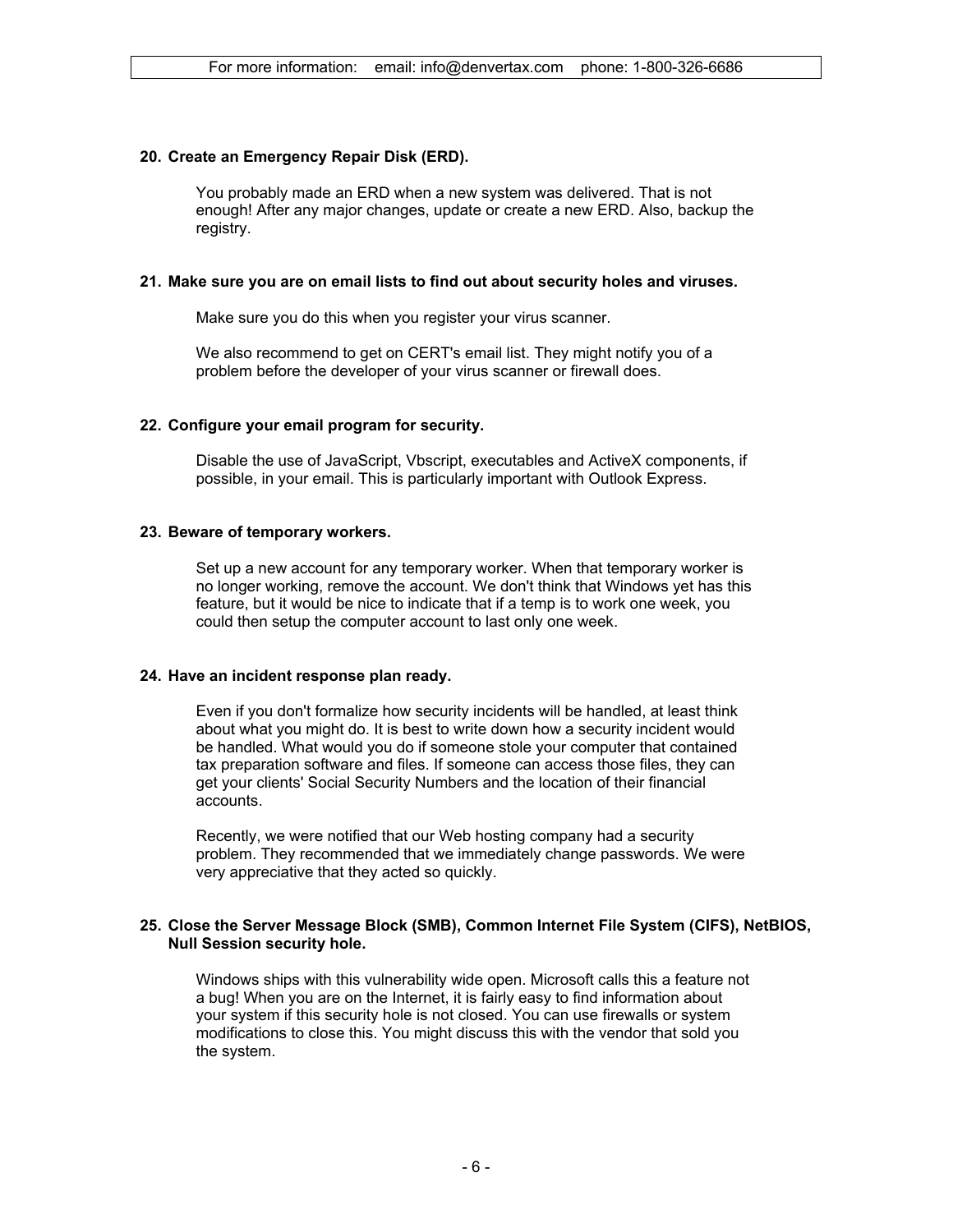**20. Create an Emergency Repair Disk (ERD).**

You probably made an ERD when a new system was delivered. That is not enough! After any major changes, update or create a new ERD. Also, backup the registry.

**21. Make sure you are on email lists to find out about security holes and viruses.**

Make sure you do this when you register your virus scanner.

We also recommend to get on CERT's email list. They might notify you of a problem before the developer of your virus scanner or firewall does.

**22. Configure your email program for security.**

Disable the use of JavaScript, Vbscript, executables and ActiveX components, if possible, in your email. This is particularly important with Outlook Express.

**23. Beware of temporary workers.**

Set up a new account for any temporary worker. When that temporary worker is no longer working, remove the account. We don't think that Windows yet has this feature, but it would be nice to indicate that if a temp is to work one week, you could then setup the computer account to last only one week.

**24. Have an incident response plan ready.**

Even if you don't formalize how security incidents will be handled, at least think about what you might do. It is best to write down how a security incident would be handled. What would you do if someone stole your computer that contained tax preparation software and files. If someone can access those files, they can get your clients' Social Security Numbers and the location of their financial accounts.

Recently, we were notified that our Web hosting company had a security problem. They recommended that we immediately change passwords. We were very appreciative that they acted so quickly.

**25. Close the Server Message Block (SMB), Common Internet File System (CIFS), NetBIOS, Null Session security hole.**

Windows ships with this vulnerability wide open. Microsoft calls this a feature not a bug! When you are on the Internet, it is fairly easy to find information about your system if this security hole is not closed. You can use firewalls or system modifications to close this. You might discuss this with the vendor that sold you the system.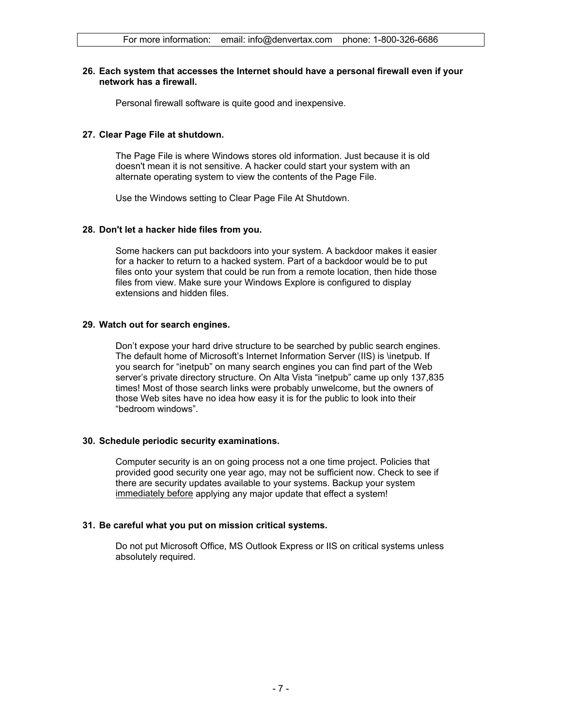**26. Each system that accesses the Internet should have a personal firewall even if your network has a firewall.**

Personal firewall software is quite good and inexpensive.

**27. Clear Page File at shutdown.**

The Page File is where Windows stores old information. Just because it is old doesn't mean it is not sensitive. A hacker could start your system with an alternate operating system to view the contents of the Page File.

Use the Windows setting to Clear Page File At Shutdown.

**28. Don't let a hacker hide files from you.**

Some hackers can put backdoors into your system. A backdoor makes it easier for a hacker to return to a hacked system. Part of a backdoor would be to put files onto your system that could be run from a remote location, then hide those files from view. Make sure your Windows Explore is configured to display extensions and hidden files.

**29. Watch out for search engines.**

Don't expose your hard drive structure to be searched by public search engines. The default home of Microsoft's Internet Information Server (IIS) is \inetpub. If you search for "inetpub" on many search engines you can find part of the Web server's private directory structure. On Alta Vista "inetpub" came up only 137,835 times! Most of those search links were probably unwelcome, but the owners of those Web sites have no idea how easy it is for the public to look into their "bedroom windows".

**30. Schedule periodic security examinations.**

Computer security is an on going process not a one time project. Policies that provided good security one year ago, may not be sufficient now. Check to see if there are security updates available to your systems. Backup your system <u>immediately before</u> applying any major update that effect a system!

**31. Be careful what you put on mission critical systems.**

Do not put Microsoft Office, MS Outlook Express or IIS on critical systems unless absolutely required.